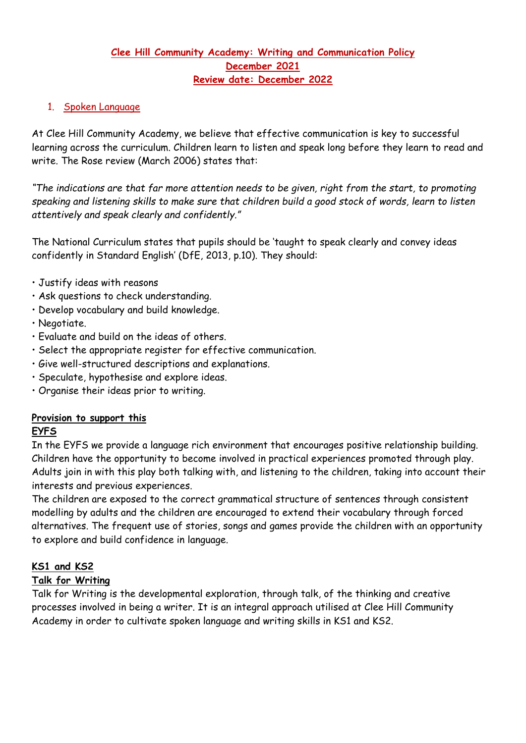# Clee Hill Community Academy: Writing and Communication Policy
## December 2021
## Review date: December 2022

## 1. Spoken Language

At Clee Hill Community Academy, we believe that effective communication is key to successful learning across the curriculum. Children learn to listen and speak long before they learn to read and write. The Rose review (March 2006) states that:

*"The indications are that far more attention needs to be given, right from the start, to promoting speaking and listening skills to make sure that children build a good stock of words, learn to listen attentively and speak clearly and confidently."*

The National Curriculum states that pupils should be 'taught to speak clearly and convey ideas confidently in Standard English' (DfE, 2013, p.10). They should:

- Justify ideas with reasons
- Ask questions to check understanding.
- Develop vocabulary and build knowledge.
- Negotiate.
- Evaluate and build on the ideas of others.
- Select the appropriate register for effective communication.
- Give well-structured descriptions and explanations.
- Speculate, hypothesise and explore ideas.
- Organise their ideas prior to writing.

### Provision to support this

#### EYFS

In the EYFS we provide a language rich environment that encourages positive relationship building. Children have the opportunity to become involved in practical experiences promoted through play. Adults join in with this play both talking with, and listening to the children, taking into account their interests and previous experiences.

The children are exposed to the correct grammatical structure of sentences through consistent modelling by adults and the children are encouraged to extend their vocabulary through forced alternatives. The frequent use of stories, songs and games provide the children with an opportunity to explore and build confidence in language.

#### KS1 and KS2

#### Talk for Writing

Talk for Writing is the developmental exploration, through talk, of the thinking and creative processes involved in being a writer. It is an integral approach utilised at Clee Hill Community Academy in order to cultivate spoken language and writing skills in KS1 and KS2.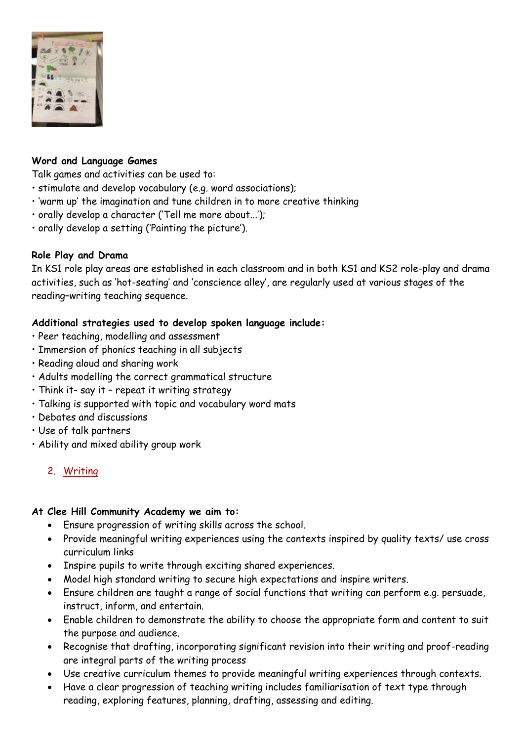**Word and Language Games**

Talk games and activities can be used to:

- stimulate and develop vocabulary (e.g. word associations);
- 'warm up' the imagination and tune children in to more creative thinking
- orally develop a character ('Tell me more about...');
- orally develop a setting ('Painting the picture').

**Role Play and Drama**

In KS1 role play areas are established in each classroom and in both KS1 and KS2 role-play and drama activities, such as 'hot-seating' and 'conscience alley', are regularly used at various stages of the reading–writing teaching sequence.

**Additional strategies used to develop spoken language include:**

- Peer teaching, modelling and assessment
- Immersion of phonics teaching in all subjects
- Reading aloud and sharing work
- Adults modelling the correct grammatical structure
- Think it- say it – repeat it writing strategy
- Talking is supported with topic and vocabulary word mats
- Debates and discussions
- Use of talk partners
- Ability and mixed ability group work

2. Writing

**At Clee Hill Community Academy we aim to:**

- Ensure progression of writing skills across the school.
- Provide meaningful writing experiences using the contexts inspired by quality texts/ use cross curriculum links
- Inspire pupils to write through exciting shared experiences.
- Model high standard writing to secure high expectations and inspire writers.
- Ensure children are taught a range of social functions that writing can perform e.g. persuade, instruct, inform, and entertain.
- Enable children to demonstrate the ability to choose the appropriate form and content to suit the purpose and audience.
- Recognise that drafting, incorporating significant revision into their writing and proof-reading are integral parts of the writing process
- Use creative curriculum themes to provide meaningful writing experiences through contexts.
- Have a clear progression of teaching writing includes familiarisation of text type through reading, exploring features, planning, drafting, assessing and editing.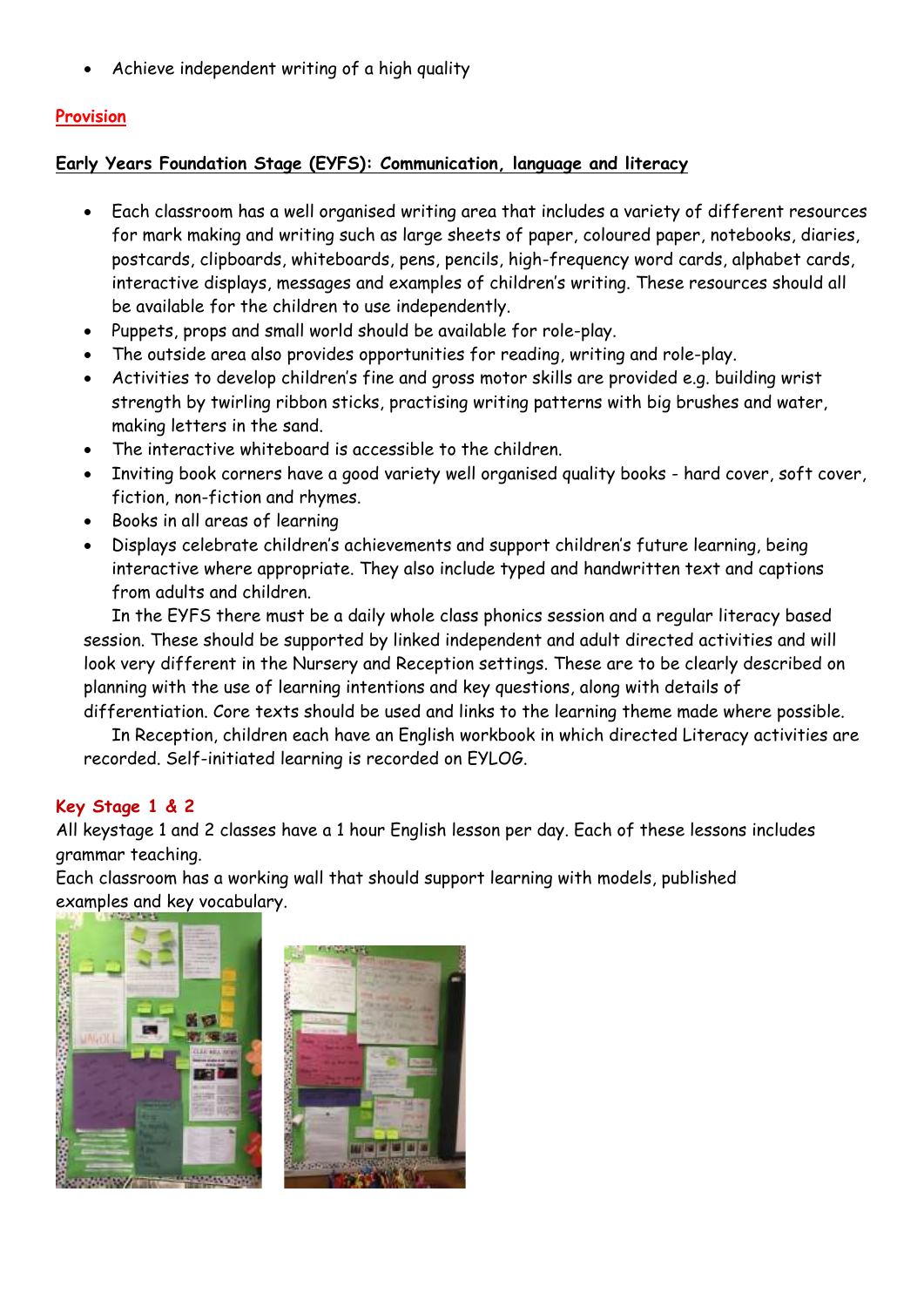- Achieve independent writing of a high quality

## Provision

### Early Years Foundation Stage (EYFS): Communication, language and literacy

- Each classroom has a well organised writing area that includes a variety of different resources for mark making and writing such as large sheets of paper, coloured paper, notebooks, diaries, postcards, clipboards, whiteboards, pens, pencils, high-frequency word cards, alphabet cards, interactive displays, messages and examples of children's writing. These resources should all be available for the children to use independently.
- Puppets, props and small world should be available for role-play.
- The outside area also provides opportunities for reading, writing and role-play.
- Activities to develop children's fine and gross motor skills are provided e.g. building wrist strength by twirling ribbon sticks, practising writing patterns with big brushes and water, making letters in the sand.
- The interactive whiteboard is accessible to the children.
- Inviting book corners have a good variety well organised quality books - hard cover, soft cover, fiction, non-fiction and rhymes.
- Books in all areas of learning
- Displays celebrate children's achievements and support children's future learning, being interactive where appropriate. They also include typed and handwritten text and captions from adults and children.

In the EYFS there must be a daily whole class phonics session and a regular literacy based session. These should be supported by linked independent and adult directed activities and will look very different in the Nursery and Reception settings. These are to be clearly described on planning with the use of learning intentions and key questions, along with details of differentiation. Core texts should be used and links to the learning theme made where possible.

In Reception, children each have an English workbook in which directed Literacy activities are recorded. Self-initiated learning is recorded on EYLOG.

## Key Stage 1 & 2

All keystage 1 and 2 classes have a 1 hour English lesson per day. Each of these lessons includes grammar teaching.

Each classroom has a working wall that should support learning with models, published examples and key vocabulary.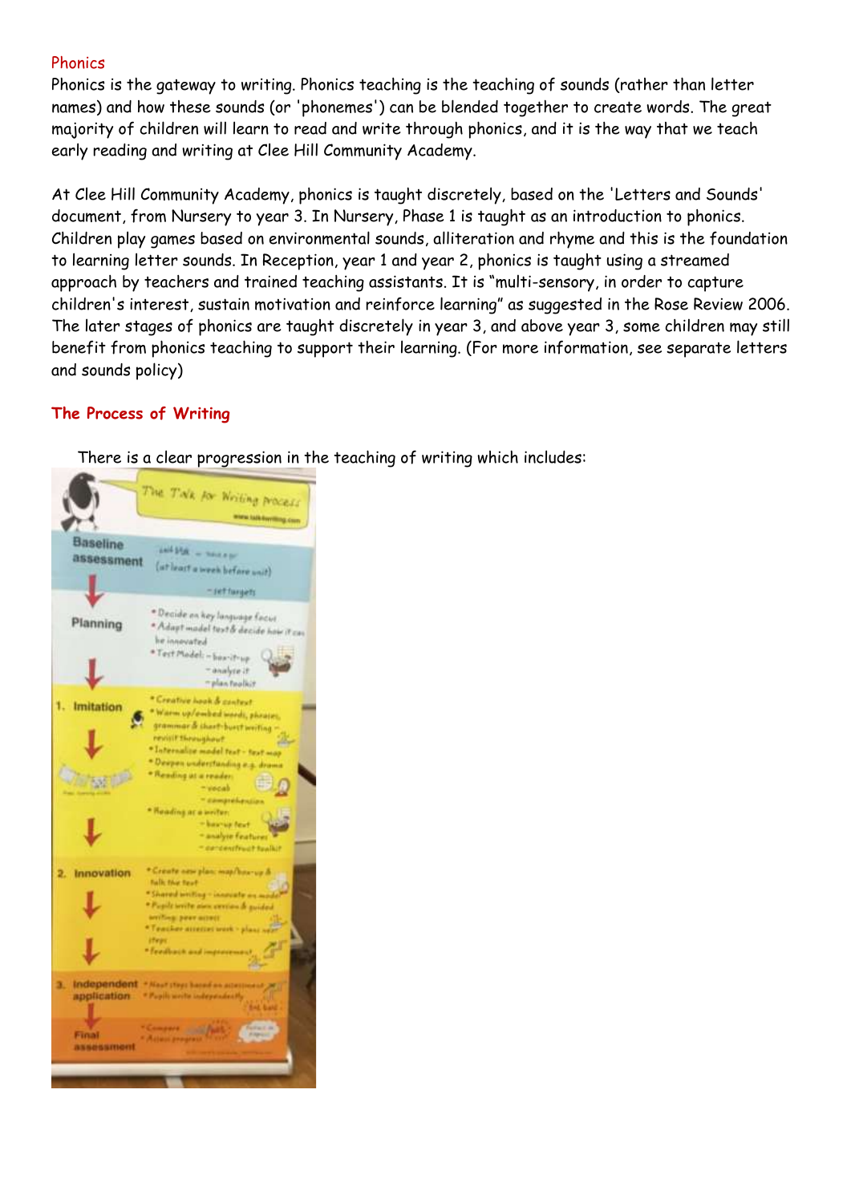Phonics

Phonics is the gateway to writing. Phonics teaching is the teaching of sounds (rather than letter names) and how these sounds (or 'phonemes') can be blended together to create words. The great majority of children will learn to read and write through phonics, and it is the way that we teach early reading and writing at Clee Hill Community Academy.

At Clee Hill Community Academy, phonics is taught discretely, based on the 'Letters and Sounds' document, from Nursery to year 3. In Nursery, Phase 1 is taught as an introduction to phonics. Children play games based on environmental sounds, alliteration and rhyme and this is the foundation to learning letter sounds. In Reception, year 1 and year 2, phonics is taught using a streamed approach by teachers and trained teaching assistants. It is "multi-sensory, in order to capture children's interest, sustain motivation and reinforce learning" as suggested in the Rose Review 2006. The later stages of phonics are taught discretely in year 3, and above year 3, some children may still benefit from phonics teaching to support their learning. (For more information, see separate letters and sounds policy)

## The Process of Writing

There is a clear progression in the teaching of writing which includes: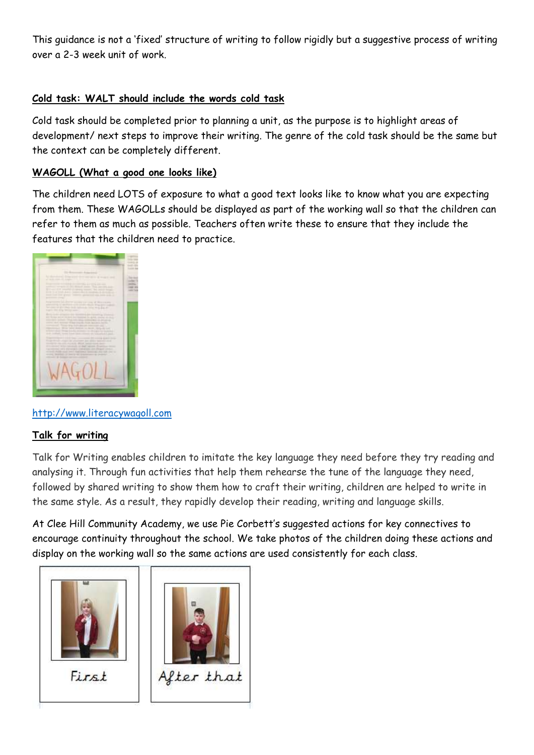This guidance is not a 'fixed' structure of writing to follow rigidly but a suggestive process of writing over a 2-3 week unit of work.

**Cold task: WALT should include the words cold task**

Cold task should be completed prior to planning a unit, as the purpose is to highlight areas of development/ next steps to improve their writing. The genre of the cold task should be the same but the context can be completely different.

**WAGOLL (What a good one looks like)**

The children need LOTS of exposure to what a good text looks like to know what you are expecting from them. These WAGOLLs should be displayed as part of the working wall so that the children can refer to them as much as possible. Teachers often write these to ensure that they include the features that the children need to practice.

http://www.literacywagoll.com

**Talk for writing**

Talk for Writing enables children to imitate the key language they need before they try reading and analysing it. Through fun activities that help them rehearse the tune of the language they need, followed by shared writing to show them how to craft their writing, children are helped to write in the same style. As a result, they rapidly develop their reading, writing and language skills.

At Clee Hill Community Academy, we use Pie Corbett's suggested actions for key connectives to encourage continuity throughout the school. We take photos of the children doing these actions and display on the working wall so the same actions are used consistently for each class.

First

After that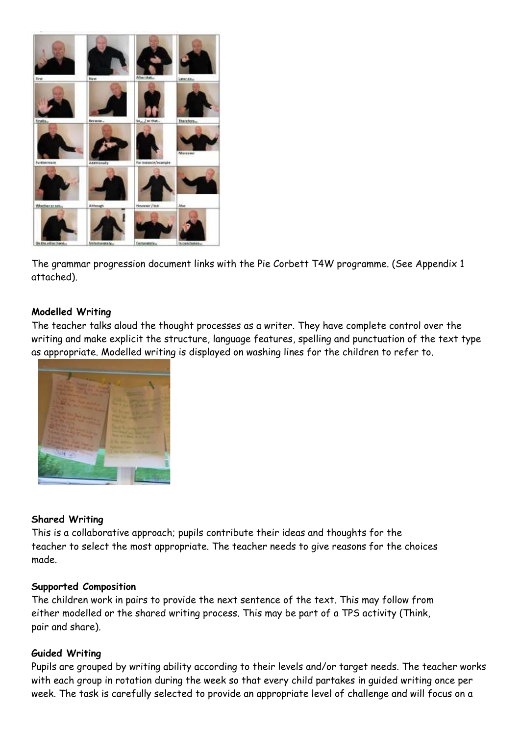The grammar progression document links with the Pie Corbett T4W programme. (See Appendix 1 attached).

#### Modelled Writing

The teacher talks aloud the thought processes as a writer. They have complete control over the writing and make explicit the structure, language features, spelling and punctuation of the text type as appropriate. Modelled writing is displayed on washing lines for the children to refer to.

#### Shared Writing

This is a collaborative approach; pupils contribute their ideas and thoughts for the teacher to select the most appropriate. The teacher needs to give reasons for the choices made.

#### Supported Composition

The children work in pairs to provide the next sentence of the text. This may follow from either modelled or the shared writing process. This may be part of a TPS activity (Think, pair and share).

#### Guided Writing

Pupils are grouped by writing ability according to their levels and/or target needs. The teacher works with each group in rotation during the week so that every child partakes in guided writing once per week. The task is carefully selected to provide an appropriate level of challenge and will focus on a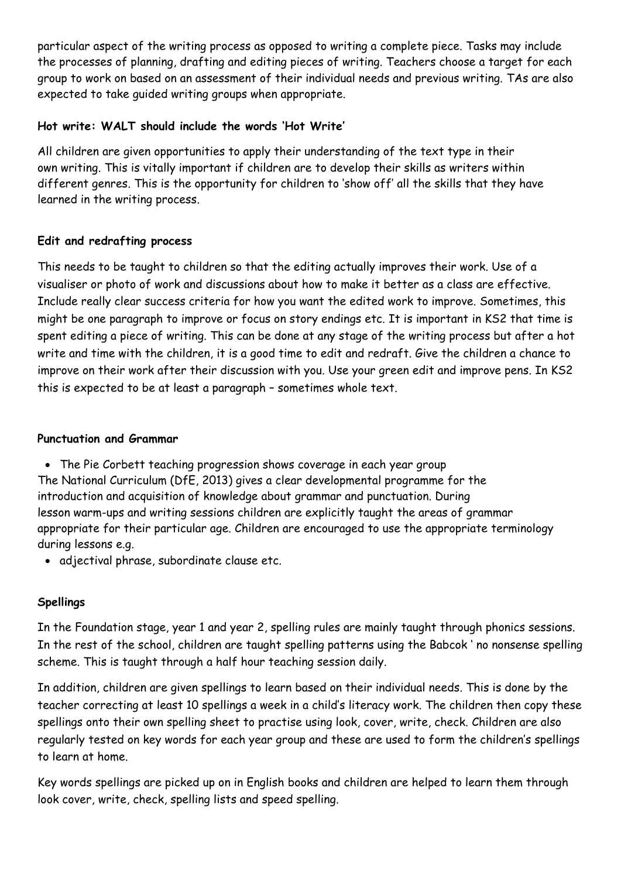particular aspect of the writing process as opposed to writing a complete piece. Tasks may include the processes of planning, drafting and editing pieces of writing. Teachers choose a target for each group to work on based on an assessment of their individual needs and previous writing. TAs are also expected to take guided writing groups when appropriate.

**Hot write: WALT should include the words 'Hot Write'**

All children are given opportunities to apply their understanding of the text type in their own writing. This is vitally important if children are to develop their skills as writers within different genres. This is the opportunity for children to 'show off' all the skills that they have learned in the writing process.

**Edit and redrafting process**

This needs to be taught to children so that the editing actually improves their work. Use of a visualiser or photo of work and discussions about how to make it better as a class are effective. Include really clear success criteria for how you want the edited work to improve. Sometimes, this might be one paragraph to improve or focus on story endings etc. It is important in KS2 that time is spent editing a piece of writing. This can be done at any stage of the writing process but after a hot write and time with the children, it is a good time to edit and redraft. Give the children a chance to improve on their work after their discussion with you. Use your green edit and improve pens. In KS2 this is expected to be at least a paragraph – sometimes whole text.

**Punctuation and Grammar**

- The Pie Corbett teaching progression shows coverage in each year group

The National Curriculum (DfE, 2013) gives a clear developmental programme for the introduction and acquisition of knowledge about grammar and punctuation. During lesson warm-ups and writing sessions children are explicitly taught the areas of grammar appropriate for their particular age. Children are encouraged to use the appropriate terminology during lessons e.g.

- adjectival phrase, subordinate clause etc.

**Spellings**

In the Foundation stage, year 1 and year 2, spelling rules are mainly taught through phonics sessions. In the rest of the school, children are taught spelling patterns using the Babcok ' no nonsense spelling scheme. This is taught through a half hour teaching session daily.

In addition, children are given spellings to learn based on their individual needs. This is done by the teacher correcting at least 10 spellings a week in a child's literacy work. The children then copy these spellings onto their own spelling sheet to practise using look, cover, write, check. Children are also regularly tested on key words for each year group and these are used to form the children's spellings to learn at home.

Key words spellings are picked up on in English books and children are helped to learn them through look cover, write, check, spelling lists and speed spelling.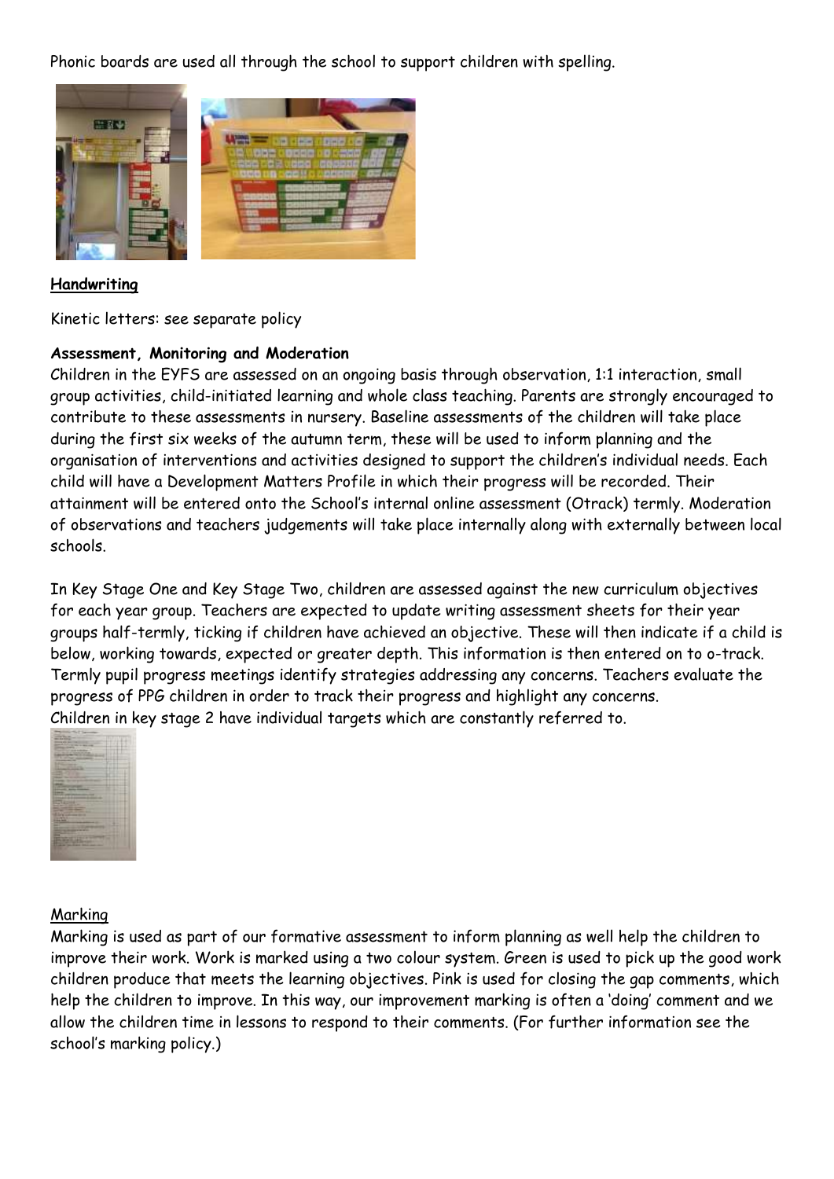Phonic boards are used all through the school to support children with spelling.

**<u>Handwriting</u>**

Kinetic letters: see separate policy

**Assessment, Monitoring and Moderation**

Children in the EYFS are assessed on an ongoing basis through observation, 1:1 interaction, small group activities, child-initiated learning and whole class teaching. Parents are strongly encouraged to contribute to these assessments in nursery. Baseline assessments of the children will take place during the first six weeks of the autumn term, these will be used to inform planning and the organisation of interventions and activities designed to support the children's individual needs. Each child will have a Development Matters Profile in which their progress will be recorded. Their attainment will be entered onto the School's internal online assessment (Otrack) termly. Moderation of observations and teachers judgements will take place internally along with externally between local schools.

In Key Stage One and Key Stage Two, children are assessed against the new curriculum objectives for each year group. Teachers are expected to update writing assessment sheets for their year groups half-termly, ticking if children have achieved an objective. These will then indicate if a child is below, working towards, expected or greater depth. This information is then entered on to o-track. Termly pupil progress meetings identify strategies addressing any concerns. Teachers evaluate the progress of PPG children in order to track their progress and highlight any concerns.
Children in key stage 2 have individual targets which are constantly referred to.

<u>Marking</u>

Marking is used as part of our formative assessment to inform planning as well help the children to improve their work. Work is marked using a two colour system. Green is used to pick up the good work children produce that meets the learning objectives. Pink is used for closing the gap comments, which help the children to improve. In this way, our improvement marking is often a 'doing' comment and we allow the children time in lessons to respond to their comments. (For further information see the school's marking policy.)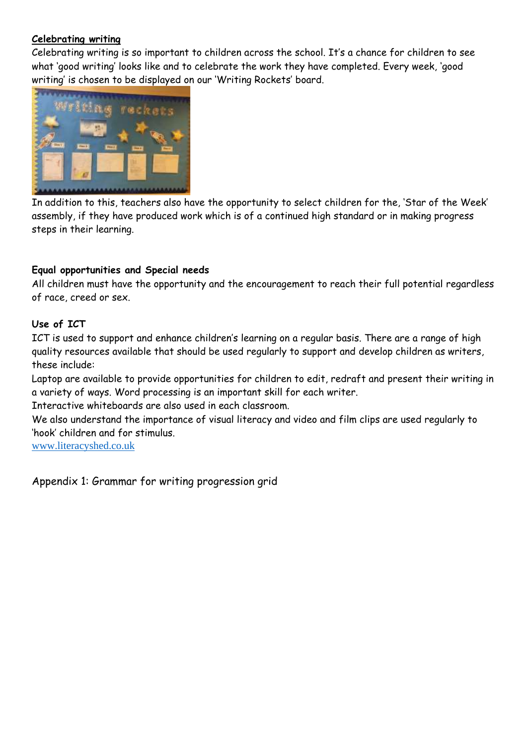**Celebrating writing**

Celebrating writing is so important to children across the school. It's a chance for children to see what 'good writing' looks like and to celebrate the work they have completed. Every week, 'good writing' is chosen to be displayed on our 'Writing Rockets' board.

In addition to this, teachers also have the opportunity to select children for the, 'Star of the Week' assembly, if they have produced work which is of a continued high standard or in making progress steps in their learning.

**Equal opportunities and Special needs**

All children must have the opportunity and the encouragement to reach their full potential regardless of race, creed or sex.

**Use of ICT**

ICT is used to support and enhance children's learning on a regular basis. There are a range of high quality resources available that should be used regularly to support and develop children as writers, these include:

Laptop are available to provide opportunities for children to edit, redraft and present their writing in a variety of ways. Word processing is an important skill for each writer.

Interactive whiteboards are also used in each classroom.

We also understand the importance of visual literacy and video and film clips are used regularly to 'hook' children and for stimulus.

www.literacyshed.co.uk

Appendix 1: Grammar for writing progression grid